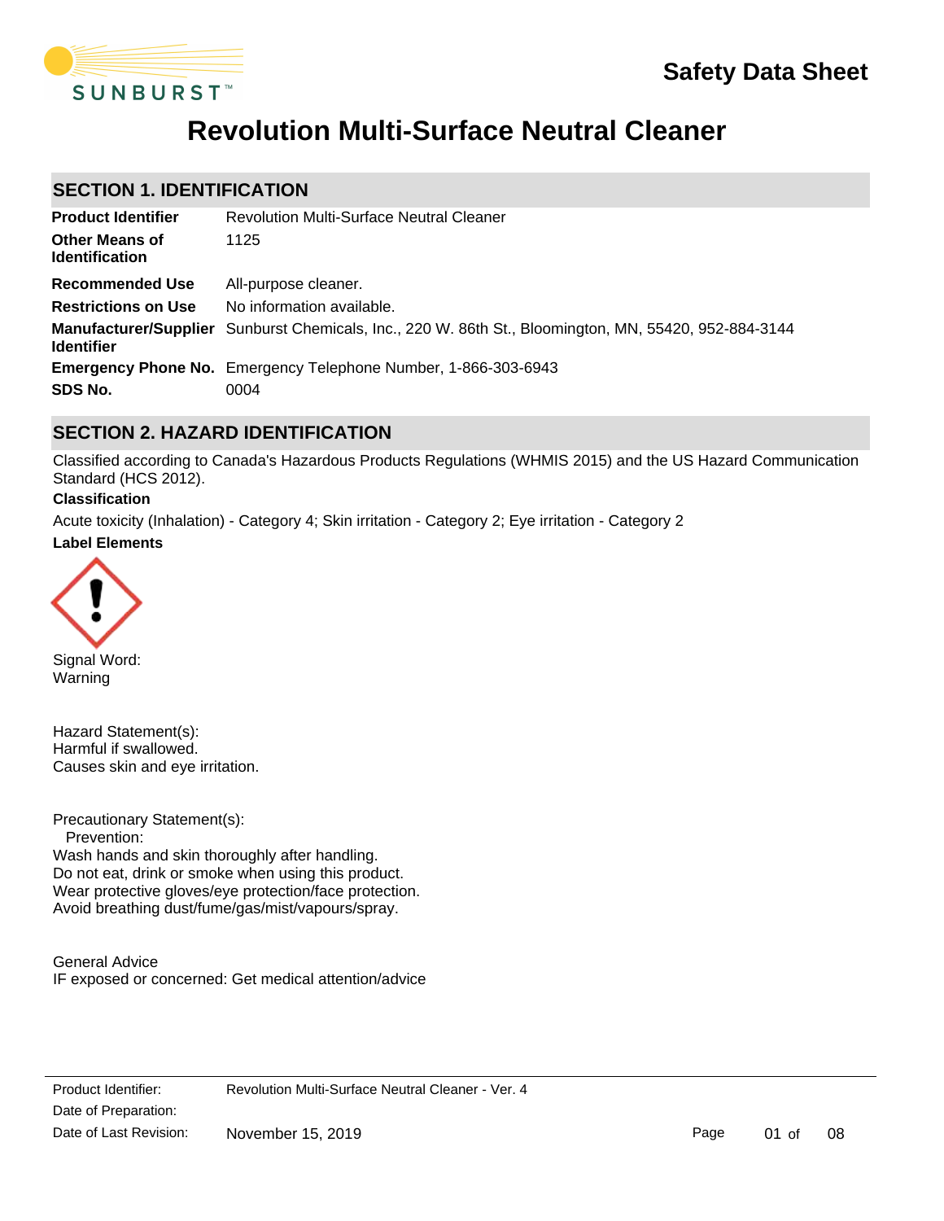Safety Data Sheet

# Revolution Multi-Surface Neutral Cleaner

## SECTION 1. IDENTIFICATION

| | |
|---|---|
| **Product Identifier** | Revolution Multi-Surface Neutral Cleaner |
| **Other Means of Identification** | 1125 |
| **Recommended Use** | All-purpose cleaner. |
| **Restrictions on Use** | No information available. |
| **Manufacturer/Supplier Identifier** | Sunburst Chemicals, Inc., 220 W. 86th St., Bloomington, MN, 55420, 952-884-3144 |
| **Emergency Phone No.** | Emergency Telephone Number, 1-866-303-6943 |
| **SDS No.** | 0004 |

## SECTION 2. HAZARD IDENTIFICATION

Classified according to Canada's Hazardous Products Regulations (WHMIS 2015) and the US Hazard Communication Standard (HCS 2012).

**Classification**

Acute toxicity (Inhalation) - Category 4; Skin irritation - Category 2; Eye irritation - Category 2

**Label Elements**

Signal Word:
Warning

Hazard Statement(s):
Harmful if swallowed.
Causes skin and eye irritation.

Precautionary Statement(s):
Prevention:
Wash hands and skin thoroughly after handling.
Do not eat, drink or smoke when using this product.
Wear protective gloves/eye protection/face protection.
Avoid breathing dust/fume/gas/mist/vapours/spray.

General Advice
IF exposed or concerned: Get medical attention/advice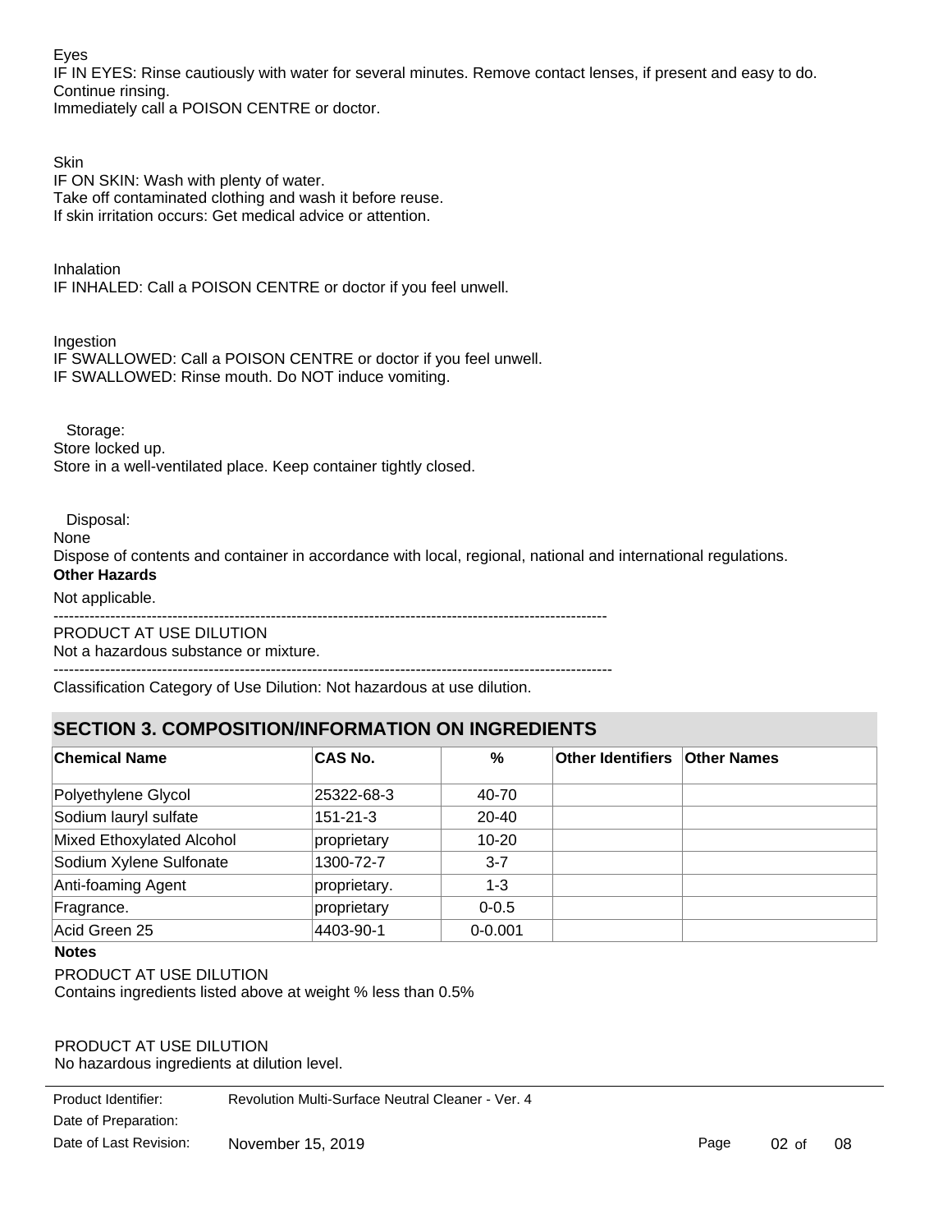Eyes
IF IN EYES: Rinse cautiously with water for several minutes. Remove contact lenses, if present and easy to do. Continue rinsing.
Immediately call a POISON CENTRE or doctor.

Skin
IF ON SKIN: Wash with plenty of water.
Take off contaminated clothing and wash it before reuse.
If skin irritation occurs: Get medical advice or attention.

Inhalation
IF INHALED: Call a POISON CENTRE or doctor if you feel unwell.

Ingestion
IF SWALLOWED: Call a POISON CENTRE or doctor if you feel unwell.
IF SWALLOWED: Rinse mouth. Do NOT induce vomiting.

Storage:
Store locked up.
Store in a well-ventilated place. Keep container tightly closed.

Disposal:
None
Dispose of contents and container in accordance with local, regional, national and international regulations.

**Other Hazards**

Not applicable.

---

PRODUCT AT USE DILUTION
Not a hazardous substance or mixture.

---

Classification Category of Use Dilution: Not hazardous at use dilution.

## SECTION 3. COMPOSITION/INFORMATION ON INGREDIENTS

| Chemical Name | CAS No. | % | Other Identifiers | Other Names |
|---|---|---|---|---|
| Polyethylene Glycol | 25322-68-3 | 40-70 | | |
| Sodium lauryl sulfate | 151-21-3 | 20-40 | | |
| Mixed Ethoxylated Alcohol | proprietary | 10-20 | | |
| Sodium Xylene Sulfonate | 1300-72-7 | 3-7 | | |
| Anti-foaming Agent | proprietary. | 1-3 | | |
| Fragrance. | proprietary | 0-0.5 | | |
| Acid Green 25 | 4403-90-1 | 0-0.001 | | |

**Notes**

PRODUCT AT USE DILUTION
Contains ingredients listed above at weight % less than 0.5%

PRODUCT AT USE DILUTION
No hazardous ingredients at dilution level.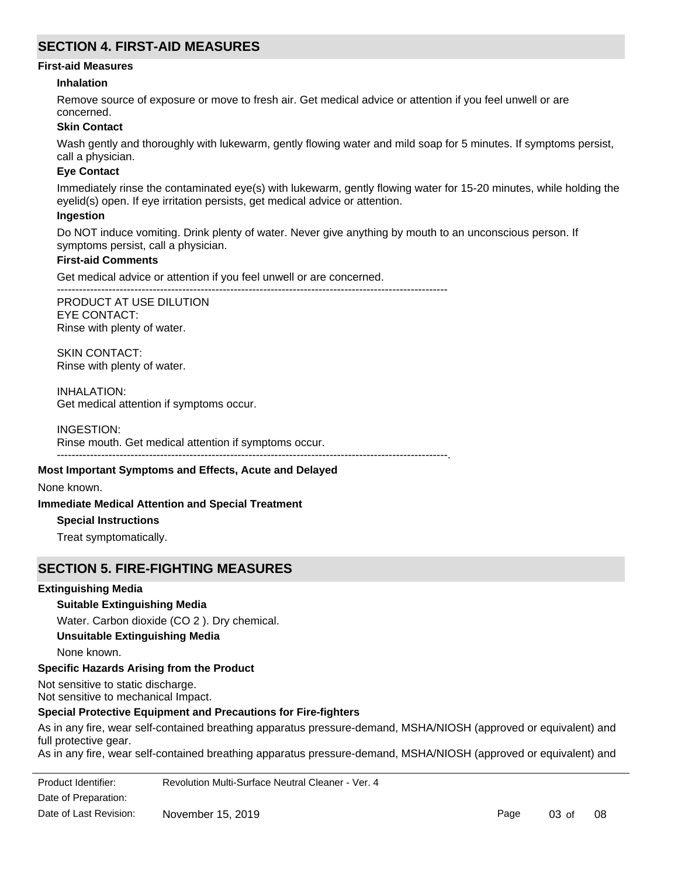## SECTION 4. FIRST-AID MEASURES

### First-aid Measures

#### Inhalation

Remove source of exposure or move to fresh air. Get medical advice or attention if you feel unwell or are concerned.

#### Skin Contact

Wash gently and thoroughly with lukewarm, gently flowing water and mild soap for 5 minutes. If symptoms persist, call a physician.

#### Eye Contact

Immediately rinse the contaminated eye(s) with lukewarm, gently flowing water for 15-20 minutes, while holding the eyelid(s) open. If eye irritation persists, get medical advice or attention.

#### Ingestion

Do NOT induce vomiting. Drink plenty of water. Never give anything by mouth to an unconscious person. If symptoms persist, call a physician.

#### First-aid Comments

Get medical advice or attention if you feel unwell or are concerned.

----------------------------------------------------------------------------------------------------

PRODUCT AT USE DILUTION
EYE CONTACT:
Rinse with plenty of water.

SKIN CONTACT:
Rinse with plenty of water.

INHALATION:
Get medical attention if symptoms occur.

INGESTION:
Rinse mouth. Get medical attention if symptoms occur.

----------------------------------------------------------------------------------------------------.

### Most Important Symptoms and Effects, Acute and Delayed

None known.

### Immediate Medical Attention and Special Treatment

#### Special Instructions

Treat symptomatically.

## SECTION 5. FIRE-FIGHTING MEASURES

### Extinguishing Media

#### Suitable Extinguishing Media

Water. Carbon dioxide ($CO_2$). Dry chemical.

#### Unsuitable Extinguishing Media

None known.

### Specific Hazards Arising from the Product

Not sensitive to static discharge.
Not sensitive to mechanical Impact.

### Special Protective Equipment and Precautions for Fire-fighters

As in any fire, wear self-contained breathing apparatus pressure-demand, MSHA/NIOSH (approved or equivalent) and full protective gear.
As in any fire, wear self-contained breathing apparatus pressure-demand, MSHA/NIOSH (approved or equivalent) and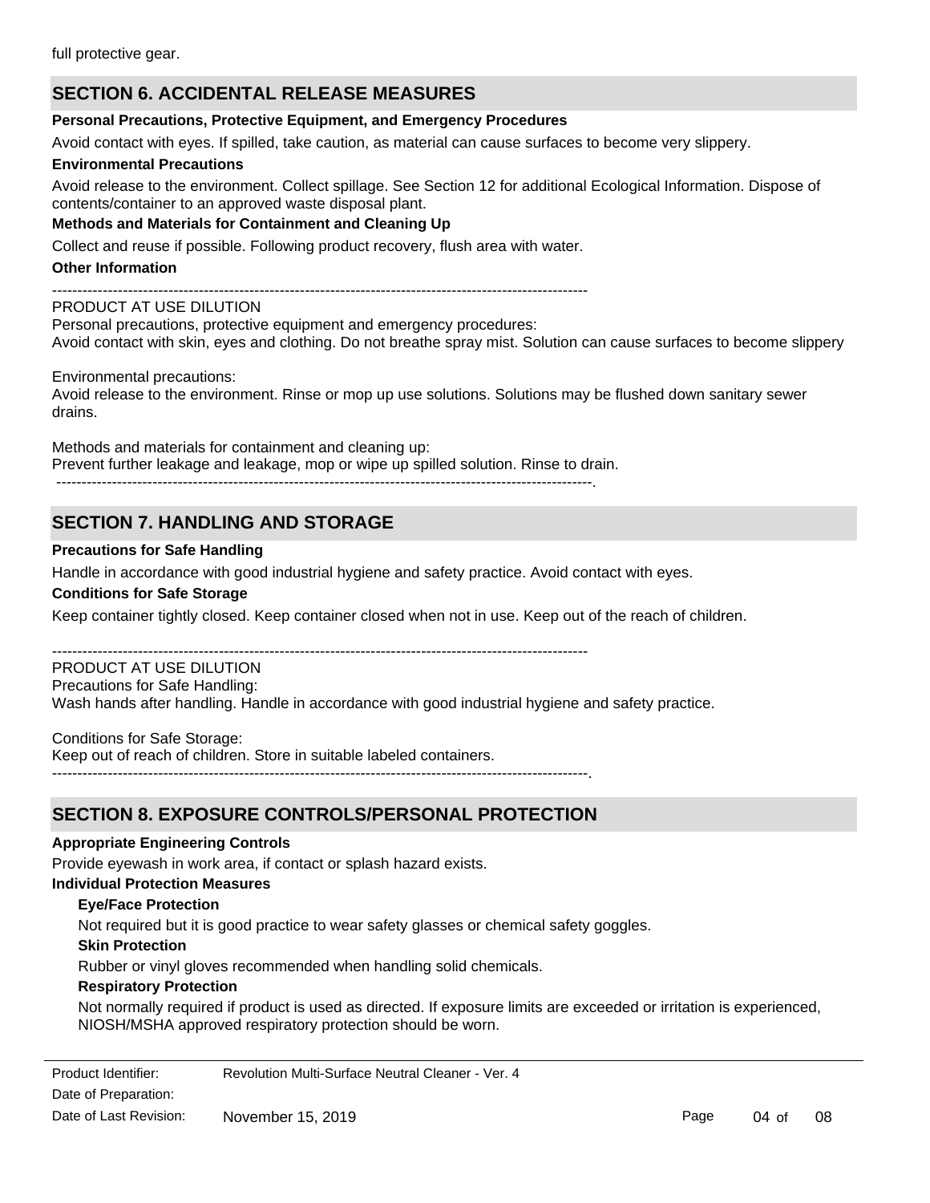full protective gear.

## SECTION 6. ACCIDENTAL RELEASE MEASURES

**Personal Precautions, Protective Equipment, and Emergency Procedures**

Avoid contact with eyes. If spilled, take caution, as material can cause surfaces to become very slippery.

**Environmental Precautions**

Avoid release to the environment. Collect spillage. See Section 12 for additional Ecological Information. Dispose of contents/container to an approved waste disposal plant.

**Methods and Materials for Containment and Cleaning Up**

Collect and reuse if possible. Following product recovery, flush area with water.

**Other Information**

----------------------------------------------------------------------------------------------------------

PRODUCT AT USE DILUTION
Personal precautions, protective equipment and emergency procedures:
Avoid contact with skin, eyes and clothing. Do not breathe spray mist. Solution can cause surfaces to become slippery

Environmental precautions:
Avoid release to the environment. Rinse or mop up use solutions. Solutions may be flushed down sanitary sewer drains.

Methods and materials for containment and cleaning up:
Prevent further leakage and leakage, mop or wipe up spilled solution. Rinse to drain.
----------------------------------------------------------------------------------------------------------.

## SECTION 7. HANDLING AND STORAGE

**Precautions for Safe Handling**

Handle in accordance with good industrial hygiene and safety practice. Avoid contact with eyes.

**Conditions for Safe Storage**

Keep container tightly closed. Keep container closed when not in use. Keep out of the reach of children.

----------------------------------------------------------------------------------------------------------

PRODUCT AT USE DILUTION
Precautions for Safe Handling:
Wash hands after handling. Handle in accordance with good industrial hygiene and safety practice.

Conditions for Safe Storage:
Keep out of reach of children. Store in suitable labeled containers.
----------------------------------------------------------------------------------------------------------.

## SECTION 8. EXPOSURE CONTROLS/PERSONAL PROTECTION

**Appropriate Engineering Controls**

Provide eyewash in work area, if contact or splash hazard exists.

**Individual Protection Measures**

**Eye/Face Protection**

Not required but it is good practice to wear safety glasses or chemical safety goggles.

**Skin Protection**

Rubber or vinyl gloves recommended when handling solid chemicals.

**Respiratory Protection**

Not normally required if product is used as directed. If exposure limits are exceeded or irritation is experienced, NIOSH/MSHA approved respiratory protection should be worn.

Product Identifier: Revolution Multi-Surface Neutral Cleaner - Ver. 4
Date of Preparation:
Date of Last Revision: November 15, 2019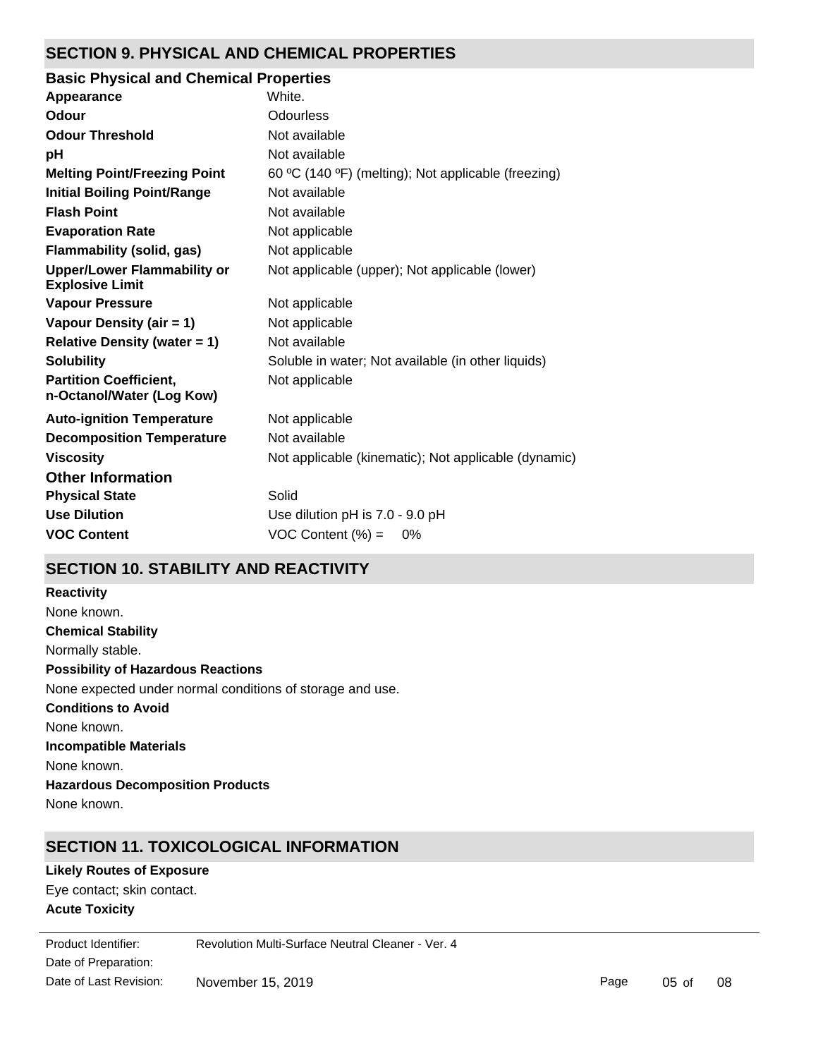## SECTION 9. PHYSICAL AND CHEMICAL PROPERTIES

### Basic Physical and Chemical Properties

| | |
|---|---|
| **Appearance** | White. |
| **Odour** | Odourless |
| **Odour Threshold** | Not available |
| **pH** | Not available |
| **Melting Point/Freezing Point** | 60 ºC (140 ºF) (melting); Not applicable (freezing) |
| **Initial Boiling Point/Range** | Not available |
| **Flash Point** | Not available |
| **Evaporation Rate** | Not applicable |
| **Flammability (solid, gas)** | Not applicable |
| **Upper/Lower Flammability or Explosive Limit** | Not applicable (upper); Not applicable (lower) |
| **Vapour Pressure** | Not applicable |
| **Vapour Density (air = 1)** | Not applicable |
| **Relative Density (water = 1)** | Not available |
| **Solubility** | Soluble in water; Not available (in other liquids) |
| **Partition Coefficient, n-Octanol/Water (Log Kow)** | Not applicable |
| **Auto-ignition Temperature** | Not applicable |
| **Decomposition Temperature** | Not available |
| **Viscosity** | Not applicable (kinematic); Not applicable (dynamic) |

### Other Information

| | |
|---|---|
| **Physical State** | Solid |
| **Use Dilution** | Use dilution pH is 7.0 - 9.0 pH |
| **VOC Content** | VOC Content (%) = 0% |

## SECTION 10. STABILITY AND REACTIVITY

**Reactivity**

None known.

**Chemical Stability**

Normally stable.

**Possibility of Hazardous Reactions**

None expected under normal conditions of storage and use.

**Conditions to Avoid**

None known.

**Incompatible Materials**

None known.

**Hazardous Decomposition Products**

None known.

## SECTION 11. TOXICOLOGICAL INFORMATION

**Likely Routes of Exposure**

Eye contact; skin contact.

**Acute Toxicity**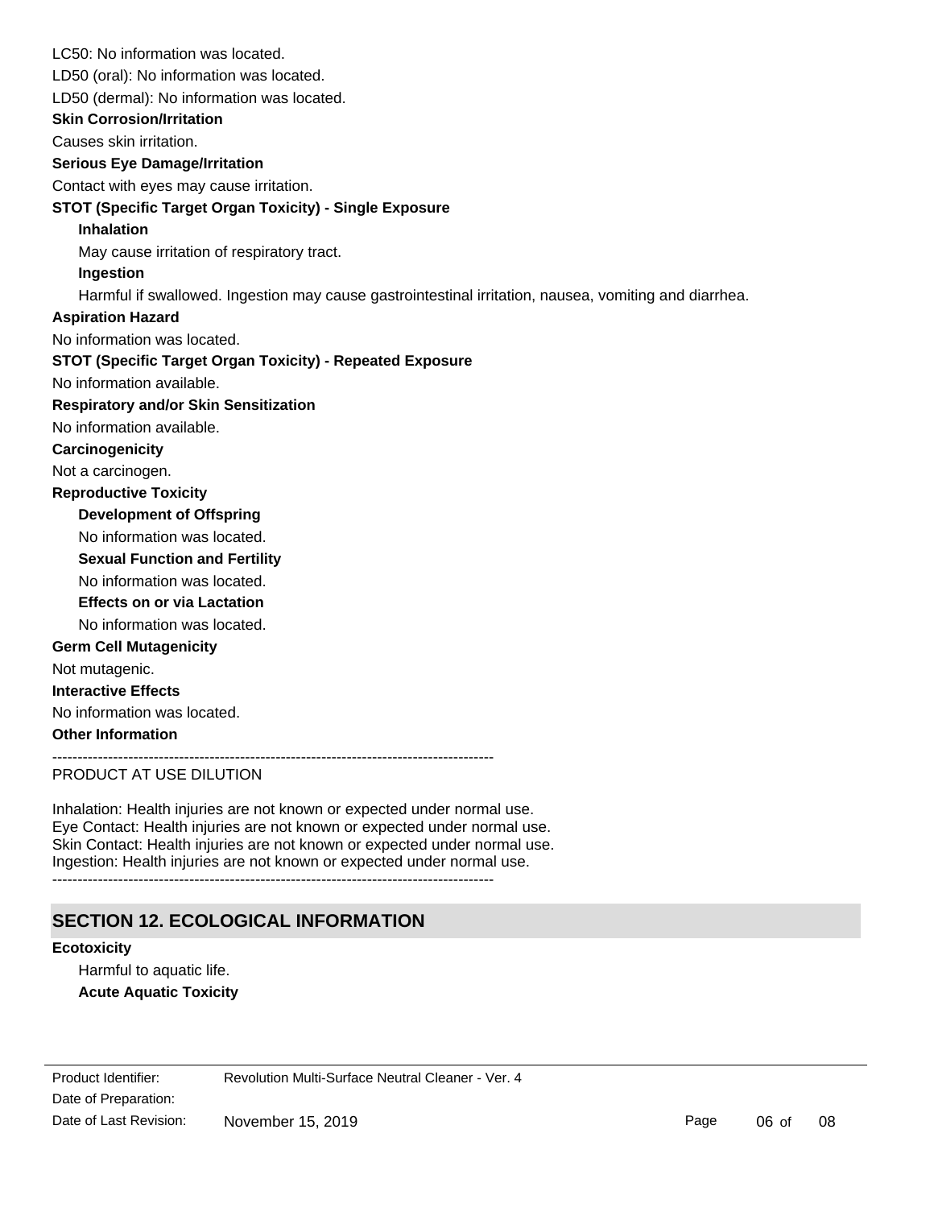LC50: No information was located.

LD50 (oral): No information was located.

LD50 (dermal): No information was located.

**Skin Corrosion/Irritation**

Causes skin irritation.

**Serious Eye Damage/Irritation**

Contact with eyes may cause irritation.

**STOT (Specific Target Organ Toxicity) - Single Exposure**

**Inhalation**

May cause irritation of respiratory tract.

**Ingestion**

Harmful if swallowed. Ingestion may cause gastrointestinal irritation, nausea, vomiting and diarrhea.

**Aspiration Hazard**

No information was located.

**STOT (Specific Target Organ Toxicity) - Repeated Exposure**

No information available.

**Respiratory and/or Skin Sensitization**

No information available.

**Carcinogenicity**

Not a carcinogen.

**Reproductive Toxicity**

**Development of Offspring**

No information was located.

**Sexual Function and Fertility**

No information was located.

**Effects on or via Lactation**

No information was located.

**Germ Cell Mutagenicity**

Not mutagenic.

**Interactive Effects**

No information was located.

**Other Information**

---------------------------------------------------------------------------------------

PRODUCT AT USE DILUTION

Inhalation: Health injuries are not known or expected under normal use.
Eye Contact: Health injuries are not known or expected under normal use.
Skin Contact: Health injuries are not known or expected under normal use.
Ingestion: Health injuries are not known or expected under normal use.

---------------------------------------------------------------------------------------

## SECTION 12. ECOLOGICAL INFORMATION

**Ecotoxicity**

Harmful to aquatic life.

**Acute Aquatic Toxicity**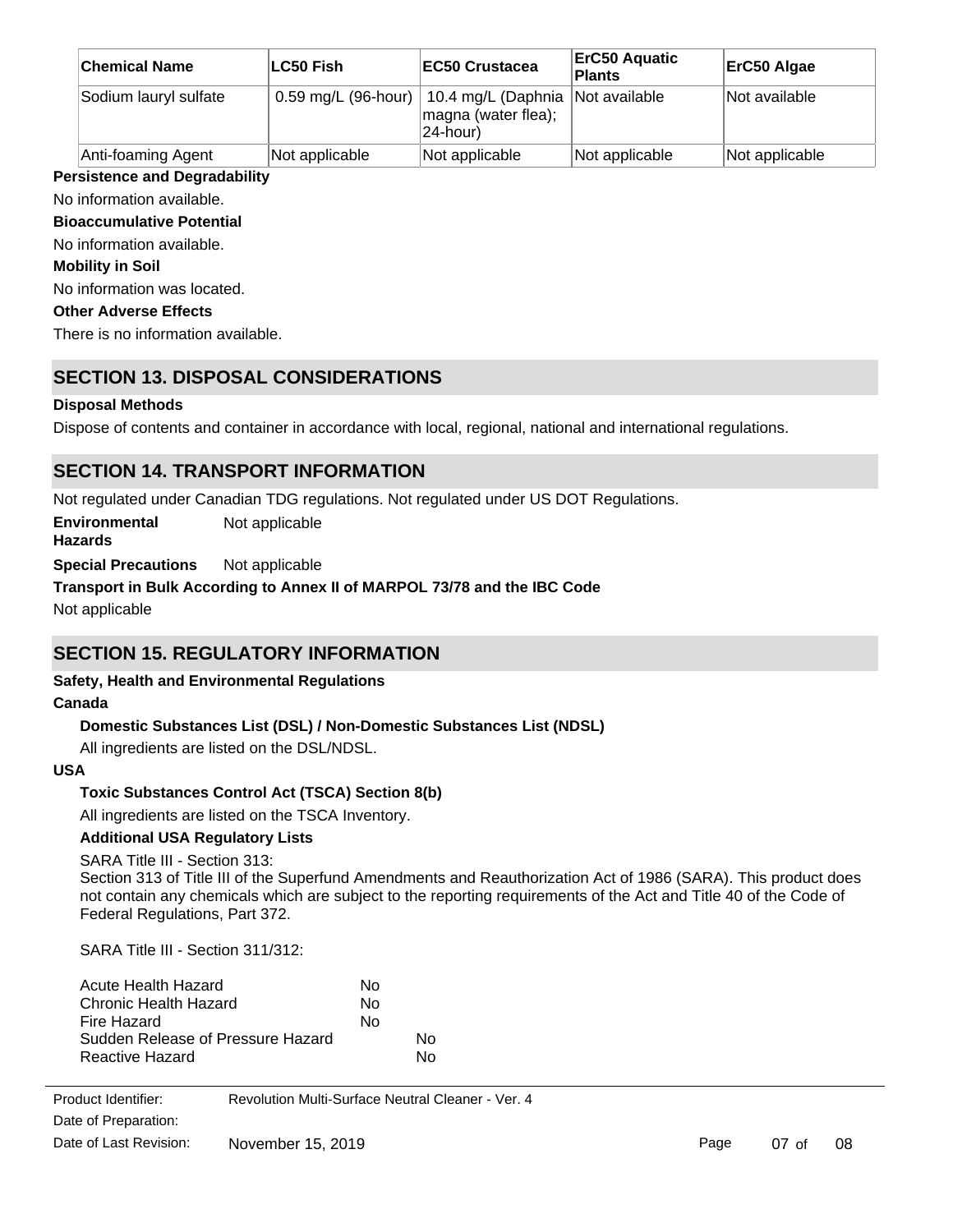| Chemical Name | LC50 Fish | EC50 Crustacea | ErC50 Aquatic Plants | ErC50 Algae |
| --- | --- | --- | --- | --- |
| Sodium lauryl sulfate | 0.59 mg/L (96-hour) | 10.4 mg/L (Daphnia magna (water flea); 24-hour) | Not available | Not available |
| Anti-foaming Agent | Not applicable | Not applicable | Not applicable | Not applicable |

**Persistence and Degradability**

No information available.

**Bioaccumulative Potential**

No information available.

**Mobility in Soil**

No information was located.

**Other Adverse Effects**

There is no information available.

## SECTION 13. DISPOSAL CONSIDERATIONS

**Disposal Methods**

Dispose of contents and container in accordance with local, regional, national and international regulations.

## SECTION 14. TRANSPORT INFORMATION

Not regulated under Canadian TDG regulations. Not regulated under US DOT Regulations.

**Environmental Hazards** Not applicable

**Special Precautions** Not applicable

**Transport in Bulk According to Annex II of MARPOL 73/78 and the IBC Code**

Not applicable

## SECTION 15. REGULATORY INFORMATION

**Safety, Health and Environmental Regulations**

**Canada**

**Domestic Substances List (DSL) / Non-Domestic Substances List (NDSL)**

All ingredients are listed on the DSL/NDSL.

**USA**

**Toxic Substances Control Act (TSCA) Section 8(b)**

All ingredients are listed on the TSCA Inventory.

**Additional USA Regulatory Lists**

SARA Title III - Section 313:
Section 313 of Title III of the Superfund Amendments and Reauthorization Act of 1986 (SARA). This product does not contain any chemicals which are subject to the reporting requirements of the Act and Title 40 of the Code of Federal Regulations, Part 372.

SARA Title III - Section 311/312:

| | |
| --- | --- |
| Acute Health Hazard | No |
| Chronic Health Hazard | No |
| Fire Hazard | No |
| Sudden Release of Pressure Hazard | No |
| Reactive Hazard | No |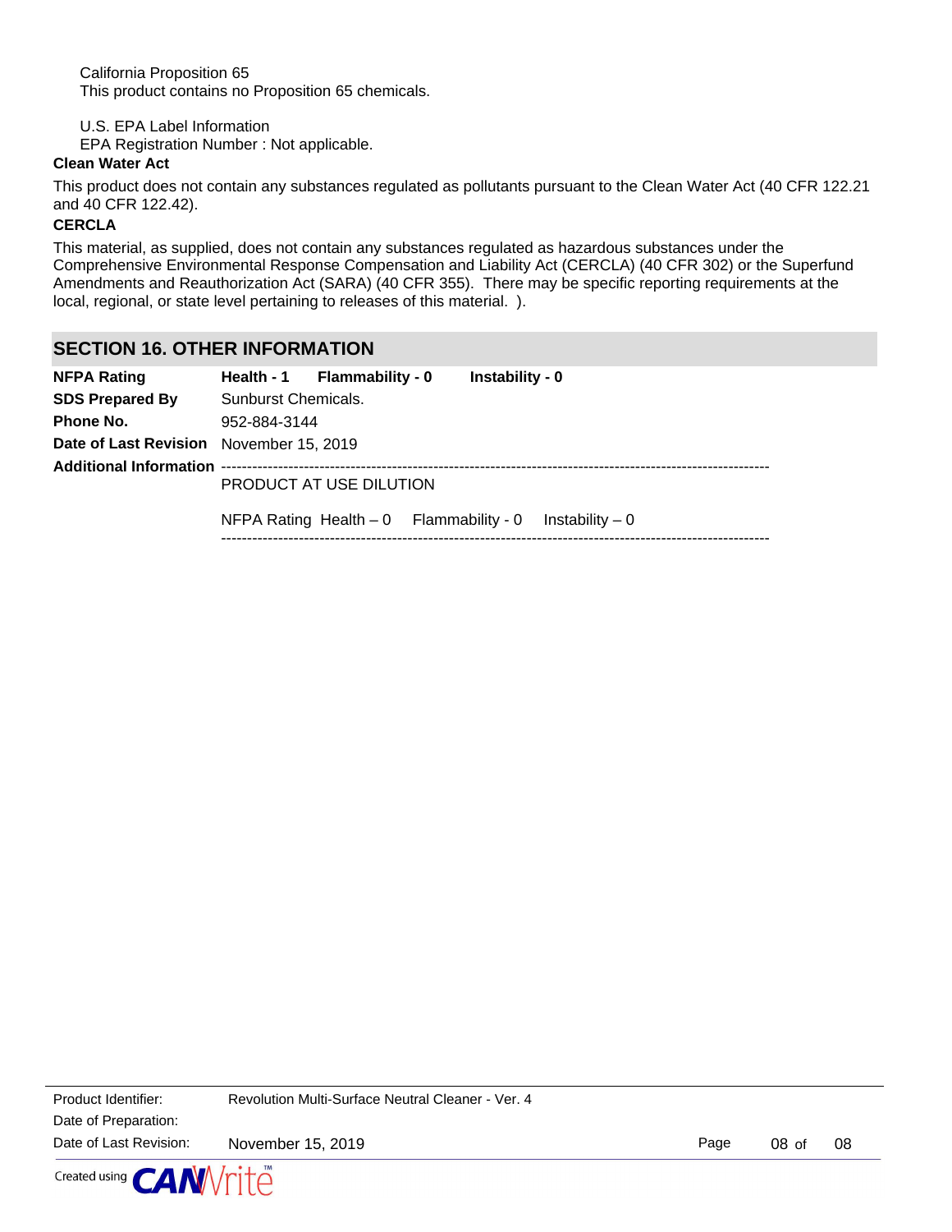California Proposition 65
This product contains no Proposition 65 chemicals.

U.S. EPA Label Information
EPA Registration Number : Not applicable.

**Clean Water Act**

This product does not contain any substances regulated as pollutants pursuant to the Clean Water Act (40 CFR 122.21 and 40 CFR 122.42).

**CERCLA**

This material, as supplied, does not contain any substances regulated as hazardous substances under the Comprehensive Environmental Response Compensation and Liability Act (CERCLA) (40 CFR 302) or the Superfund Amendments and Reauthorization Act (SARA) (40 CFR 355). There may be specific reporting requirements at the local, regional, or state level pertaining to releases of this material. ).

## SECTION 16. OTHER INFORMATION

**NFPA Rating** **Health - 1** **Flammability - 0** **Instability - 0**

**SDS Prepared By** Sunburst Chemicals.

**Phone No.** 952-884-3144

**Date of Last Revision** November 15, 2019

**Additional Information** ---------------------------------------------------------------------------------------------------------

PRODUCT AT USE DILUTION

NFPA Rating Health – 0 Flammability - 0 Instability – 0

---------------------------------------------------------------------------------------------------------

Product Identifier: Revolution Multi-Surface Neutral Cleaner - Ver. 4
Date of Preparation:
Date of Last Revision: November 15, 2019

Created using CANWrite™